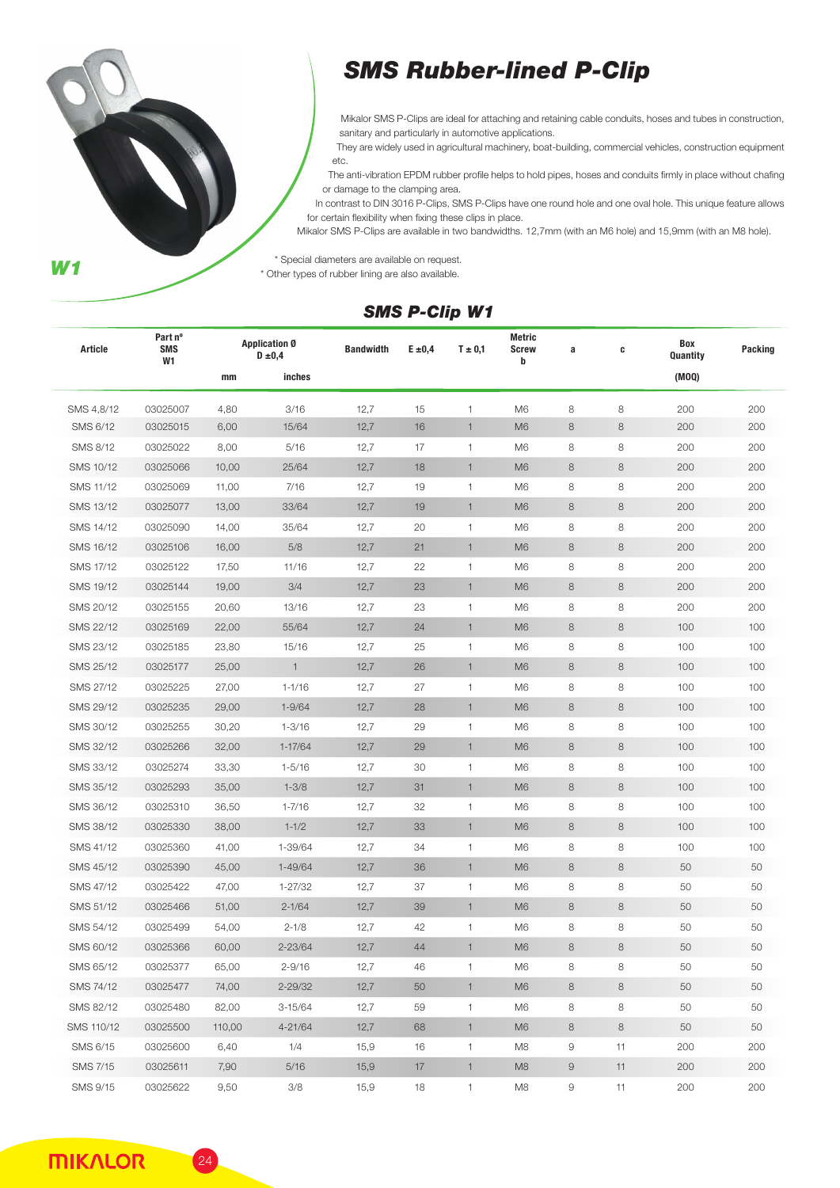W1

# SMS Rubber-lined P-Clip

Mikalor SMS P-Clips are ideal for attaching and retaining cable conduits, hoses and tubes in construction, sanitary and particularly in automotive applications.

They are widely used in agricultural machinery, boat-building, commercial vehicles, construction equipment etc.

The anti-vibration EPDM rubber profile helps to hold pipes, hoses and conduits firmly in place without chafing or damage to the clamping area.

In contrast to DIN 3016 P-Clips, SMS P-Clips have one round hole and one oval hole. This unique feature allows for certain flexibility when fixing these clips in place.

Mikalor SMS P-Clips are available in two bandwidths. 12,7mm (with an M6 hole) and 15,9mm (with an M8 hole).

\* Special diameters are available on request.
\* Other types of rubber lining are also available.

## SMS P-Clip W1

| Article | Part nº SMS W1 | Application Ø D ±0,4 | | Bandwidth | E ±0,4 | T ± 0,1 | Metric Screw b | a | c | Box Quantity | Packing |
|---|---|---|---|---|---|---|---|---|---|---|---|
| | | mm | inches | | | | | | | (MOQ) | |
| SMS 4,8/12 | 03025007 | 4,80 | 3/16 | 12,7 | 15 | 1 | M6 | 8 | 8 | 200 | 200 |
| SMS 6/12 | 03025015 | 6,00 | 15/64 | 12,7 | 16 | 1 | M6 | 8 | 8 | 200 | 200 |
| SMS 8/12 | 03025022 | 8,00 | 5/16 | 12,7 | 17 | 1 | M6 | 8 | 8 | 200 | 200 |
| SMS 10/12 | 03025066 | 10,00 | 25/64 | 12,7 | 18 | 1 | M6 | 8 | 8 | 200 | 200 |
| SMS 11/12 | 03025069 | 11,00 | 7/16 | 12,7 | 19 | 1 | M6 | 8 | 8 | 200 | 200 |
| SMS 13/12 | 03025077 | 13,00 | 33/64 | 12,7 | 19 | 1 | M6 | 8 | 8 | 200 | 200 |
| SMS 14/12 | 03025090 | 14,00 | 35/64 | 12,7 | 20 | 1 | M6 | 8 | 8 | 200 | 200 |
| SMS 16/12 | 03025106 | 16,00 | 5/8 | 12,7 | 21 | 1 | M6 | 8 | 8 | 200 | 200 |
| SMS 17/12 | 03025122 | 17,50 | 11/16 | 12,7 | 22 | 1 | M6 | 8 | 8 | 200 | 200 |
| SMS 19/12 | 03025144 | 19,00 | 3/4 | 12,7 | 23 | 1 | M6 | 8 | 8 | 200 | 200 |
| SMS 20/12 | 03025155 | 20,60 | 13/16 | 12,7 | 23 | 1 | M6 | 8 | 8 | 200 | 200 |
| SMS 22/12 | 03025169 | 22,00 | 55/64 | 12,7 | 24 | 1 | M6 | 8 | 8 | 100 | 100 |
| SMS 23/12 | 03025185 | 23,80 | 15/16 | 12,7 | 25 | 1 | M6 | 8 | 8 | 100 | 100 |
| SMS 25/12 | 03025177 | 25,00 | 1 | 12,7 | 26 | 1 | M6 | 8 | 8 | 100 | 100 |
| SMS 27/12 | 03025225 | 27,00 | 1-1/16 | 12,7 | 27 | 1 | M6 | 8 | 8 | 100 | 100 |
| SMS 29/12 | 03025235 | 29,00 | 1-9/64 | 12,7 | 28 | 1 | M6 | 8 | 8 | 100 | 100 |
| SMS 30/12 | 03025255 | 30,20 | 1-3/16 | 12,7 | 29 | 1 | M6 | 8 | 8 | 100 | 100 |
| SMS 32/12 | 03025266 | 32,00 | 1-17/64 | 12,7 | 29 | 1 | M6 | 8 | 8 | 100 | 100 |
| SMS 33/12 | 03025274 | 33,30 | 1-5/16 | 12,7 | 30 | 1 | M6 | 8 | 8 | 100 | 100 |
| SMS 35/12 | 03025293 | 35,00 | 1-3/8 | 12,7 | 31 | 1 | M6 | 8 | 8 | 100 | 100 |
| SMS 36/12 | 03025310 | 36,50 | 1-7/16 | 12,7 | 32 | 1 | M6 | 8 | 8 | 100 | 100 |
| SMS 38/12 | 03025330 | 38,00 | 1-1/2 | 12,7 | 33 | 1 | M6 | 8 | 8 | 100 | 100 |
| SMS 41/12 | 03025360 | 41,00 | 1-39/64 | 12,7 | 34 | 1 | M6 | 8 | 8 | 100 | 100 |
| SMS 45/12 | 03025390 | 45,00 | 1-49/64 | 12,7 | 36 | 1 | M6 | 8 | 8 | 50 | 50 |
| SMS 47/12 | 03025422 | 47,00 | 1-27/32 | 12,7 | 37 | 1 | M6 | 8 | 8 | 50 | 50 |
| SMS 51/12 | 03025466 | 51,00 | 2-1/64 | 12,7 | 39 | 1 | M6 | 8 | 8 | 50 | 50 |
| SMS 54/12 | 03025499 | 54,00 | 2-1/8 | 12,7 | 42 | 1 | M6 | 8 | 8 | 50 | 50 |
| SMS 60/12 | 03025366 | 60,00 | 2-23/64 | 12,7 | 44 | 1 | M6 | 8 | 8 | 50 | 50 |
| SMS 65/12 | 03025377 | 65,00 | 2-9/16 | 12,7 | 46 | 1 | M6 | 8 | 8 | 50 | 50 |
| SMS 74/12 | 03025477 | 74,00 | 2-29/32 | 12,7 | 50 | 1 | M6 | 8 | 8 | 50 | 50 |
| SMS 82/12 | 03025480 | 82,00 | 3-15/64 | 12,7 | 59 | 1 | M6 | 8 | 8 | 50 | 50 |
| SMS 110/12 | 03025500 | 110,00 | 4-21/64 | 12,7 | 68 | 1 | M6 | 8 | 8 | 50 | 50 |
| SMS 6/15 | 03025600 | 6,40 | 1/4 | 15,9 | 16 | 1 | M8 | 9 | 11 | 200 | 200 |
| SMS 7/15 | 03025611 | 7,90 | 5/16 | 15,9 | 17 | 1 | M8 | 9 | 11 | 200 | 200 |
| SMS 9/15 | 03025622 | 9,50 | 3/8 | 15,9 | 18 | 1 | M8 | 9 | 11 | 200 | 200 |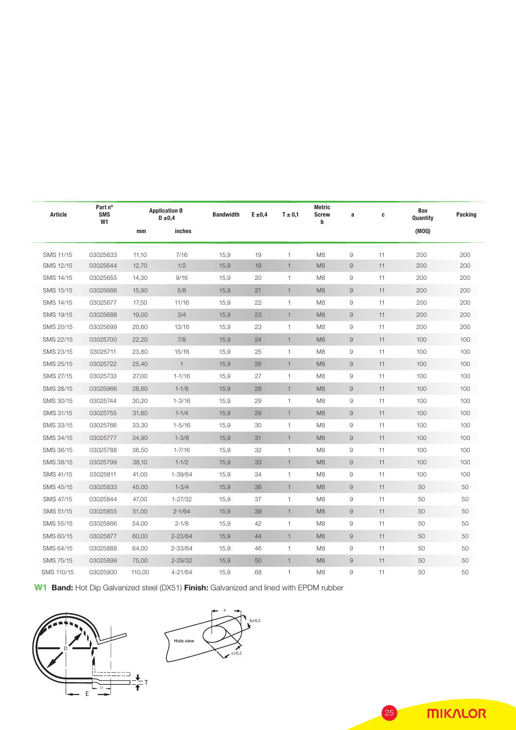| Article | Part nº SMS W1 | Application Ø D ±0,4 | | Bandwidth | E ±0,4 | T ± 0,1 | Metric Screw b | a | c | Box Quantity | Packing |
|---|---|---|---|---|---|---|---|---|---|---|---|
| | | mm | inches | | | | | | | (MOQ) | |
| SMS 11/15 | 03025633 | 11,10 | 7/16 | 15,9 | 19 | 1 | M8 | 9 | 11 | 200 | 200 |
| SMS 12/15 | 03025644 | 12,70 | 1/2 | 15,9 | 19 | 1 | M8 | 9 | 11 | 200 | 200 |
| SMS 14/15 | 03025655 | 14,30 | 9/16 | 15,9 | 20 | 1 | M8 | 9 | 11 | 200 | 200 |
| SMS 15/15 | 03025666 | 15,90 | 5/8 | 15,9 | 21 | 1 | M8 | 9 | 11 | 200 | 200 |
| SMS 14/15 | 03025677 | 17,50 | 11/16 | 15,9 | 22 | 1 | M8 | 9 | 11 | 200 | 200 |
| SMS 19/15 | 03025688 | 19,00 | 3/4 | 15,9 | 23 | 1 | M8 | 9 | 11 | 200 | 200 |
| SMS 20/15 | 03025699 | 20,60 | 13/16 | 15,9 | 23 | 1 | M8 | 9 | 11 | 200 | 200 |
| SMS 22/15 | 03025700 | 22,20 | 7/8 | 15,9 | 24 | 1 | M8 | 9 | 11 | 100 | 100 |
| SMS 23/15 | 03025711 | 23,80 | 15/16 | 15,9 | 25 | 1 | M8 | 9 | 11 | 100 | 100 |
| SMS 25/15 | 03025722 | 25,40 | 1 | 15,9 | 26 | 1 | M8 | 9 | 11 | 100 | 100 |
| SMS 27/15 | 03025733 | 27,00 | 1-1/16 | 15,9 | 27 | 1 | M8 | 9 | 11 | 100 | 100 |
| SMS 28/15 | 03025966 | 28,60 | 1-1/8 | 15,9 | 28 | 1 | M8 | 9 | 11 | 100 | 100 |
| SMS 30/15 | 03025744 | 30,20 | 1-3/16 | 15,9 | 29 | 1 | M8 | 9 | 11 | 100 | 100 |
| SMS 31/15 | 03025755 | 31,80 | 1-1/4 | 15,9 | 29 | 1 | M8 | 9 | 11 | 100 | 100 |
| SMS 33/15 | 03025766 | 33,30 | 1-5/16 | 15,9 | 30 | 1 | M8 | 9 | 11 | 100 | 100 |
| SMS 34/15 | 03025777 | 34,90 | 1-3/8 | 15,9 | 31 | 1 | M8 | 9 | 11 | 100 | 100 |
| SMS 36/15 | 03025788 | 36,50 | 1-7/16 | 15,9 | 32 | 1 | M8 | 9 | 11 | 100 | 100 |
| SMS 38/15 | 03025799 | 38,10 | 1-1/2 | 15,9 | 33 | 1 | M8 | 9 | 11 | 100 | 100 |
| SMS 41/15 | 03025811 | 41,00 | 1-39/64 | 15,9 | 34 | 1 | M8 | 9 | 11 | 100 | 100 |
| SMS 45/15 | 03025833 | 45,00 | 1-3/4 | 15,9 | 36 | 1 | M8 | 9 | 11 | 50 | 50 |
| SMS 47/15 | 03025844 | 47,00 | 1-27/32 | 15,9 | 37 | 1 | M8 | 9 | 11 | 50 | 50 |
| SMS 51/15 | 03025855 | 51,00 | 2-1/64 | 15,9 | 39 | 1 | M8 | 9 | 11 | 50 | 50 |
| SMS 55/15 | 03025866 | 54,00 | 2-1/8 | 15,9 | 42 | 1 | M8 | 9 | 11 | 50 | 50 |
| SMS 60/15 | 03025877 | 60,00 | 2-23/64 | 15,9 | 44 | 1 | M8 | 9 | 11 | 50 | 50 |
| SMS 64/15 | 03025888 | 64,00 | 2-33/64 | 15,9 | 46 | 1 | M8 | 9 | 11 | 50 | 50 |
| SMS 75/15 | 03025899 | 75,00 | 2-29/32 | 15,9 | 50 | 1 | M8 | 9 | 11 | 50 | 50 |
| SMS 110/15 | 03025900 | 110,00 | 4-21/64 | 15,9 | 68 | 1 | M8 | 9 | 11 | 50 | 50 |

**W1** **Band:** Hot Dip Galvanized steel (DX51) **Finish:** Galvanized and lined with EPDM rubber

D
E
11
T

a
b±0,2
Hole view
c±0,2